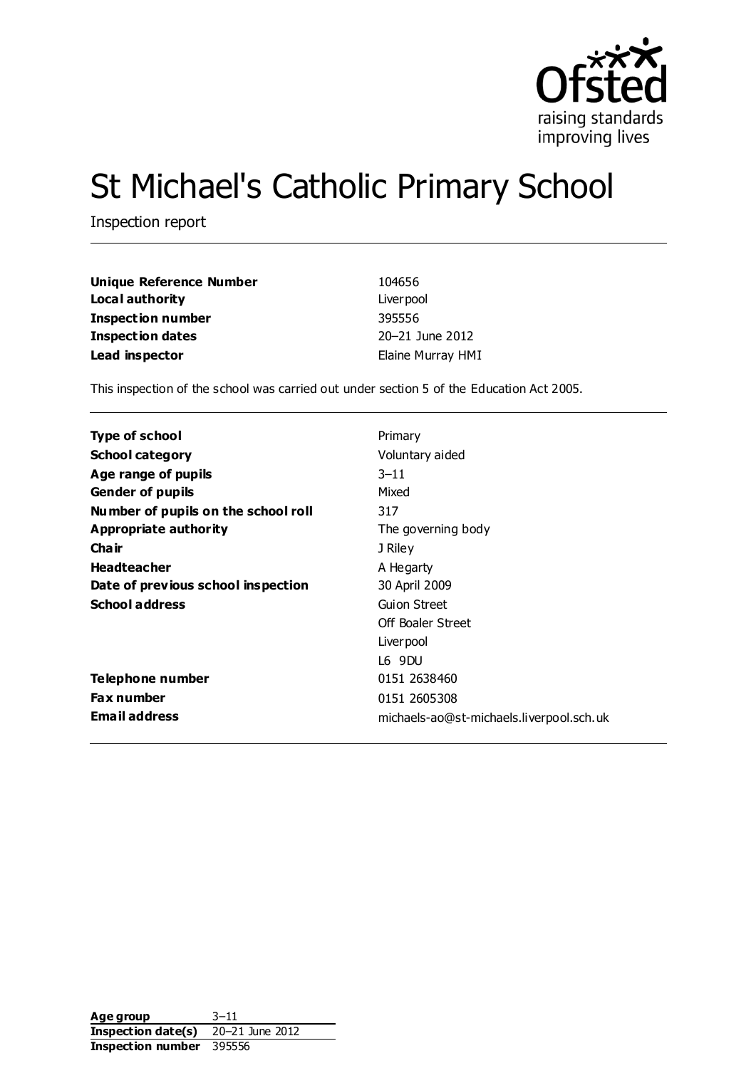Ofsted
raising standards
improving lives

# St Michael's Catholic Primary School

Inspection report

| | |
|---|---|
| **Unique Reference Number** | 104656 |
| **Local authority** | Liverpool |
| **Inspection number** | 395556 |
| **Inspection dates** | 20–21 June 2012 |
| **Lead inspector** | Elaine Murray HMI |

This inspection of the school was carried out under section 5 of the Education Act 2005.

| | |
|---|---|
| **Type of school** | Primary |
| **School category** | Voluntary aided |
| **Age range of pupils** | 3–11 |
| **Gender of pupils** | Mixed |
| **Number of pupils on the school roll** | 317 |
| **Appropriate authority** | The governing body |
| **Chair** | J Riley |
| **Headteacher** | A Hegarty |
| **Date of previous school inspection** | 30 April 2009 |
| **School address** | Guion Street<br>Off Boaler Street<br>Liverpool<br>L6 9DU |
| **Telephone number** | 0151 2638460 |
| **Fax number** | 0151 2605308 |
| **Email address** | michaels-ao@st-michaels.liverpool.sch.uk |

| | |
|---|---|
| **Age group** | 3–11 |
| **Inspection date(s)** | 20–21 June 2012 |
| **Inspection number** | 395556 |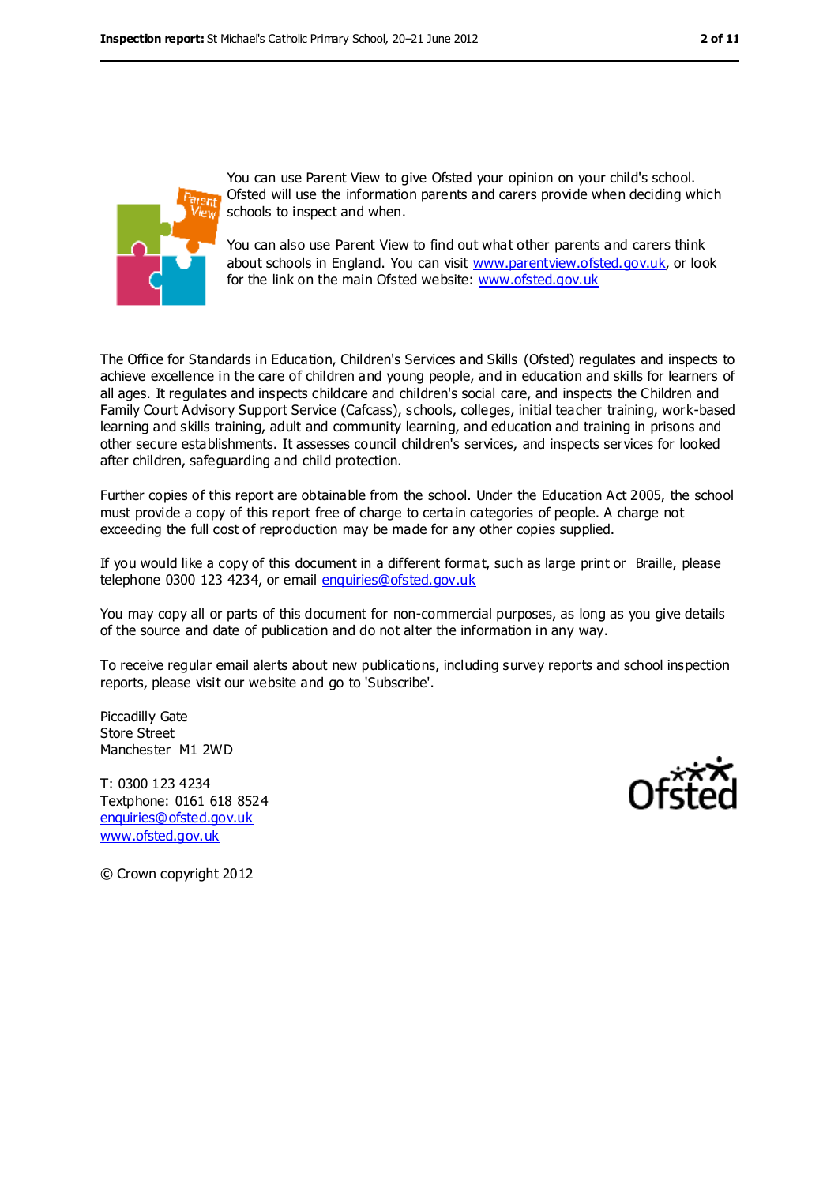You can use Parent View to give Ofsted your opinion on your child's school. Ofsted will use the information parents and carers provide when deciding which schools to inspect and when.

You can also use Parent View to find out what other parents and carers think about schools in England. You can visit www.parentview.ofsted.gov.uk, or look for the link on the main Ofsted website: www.ofsted.gov.uk

The Office for Standards in Education, Children's Services and Skills (Ofsted) regulates and inspects to achieve excellence in the care of children and young people, and in education and skills for learners of all ages. It regulates and inspects childcare and children's social care, and inspects the Children and Family Court Advisory Support Service (Cafcass), schools, colleges, initial teacher training, work-based learning and skills training, adult and community learning, and education and training in prisons and other secure establishments. It assesses council children's services, and inspects services for looked after children, safeguarding and child protection.

Further copies of this report are obtainable from the school. Under the Education Act 2005, the school must provide a copy of this report free of charge to certain categories of people. A charge not exceeding the full cost of reproduction may be made for any other copies supplied.

If you would like a copy of this document in a different format, such as large print or Braille, please telephone 0300 123 4234, or email enquiries@ofsted.gov.uk

You may copy all or parts of this document for non-commercial purposes, as long as you give details of the source and date of publication and do not alter the information in any way.

To receive regular email alerts about new publications, including survey reports and school inspection reports, please visit our website and go to 'Subscribe'.

Piccadilly Gate
Store Street
Manchester M1 2WD

T: 0300 123 4234
Textphone: 0161 618 8524
enquiries@ofsted.gov.uk
www.ofsted.gov.uk

© Crown copyright 2012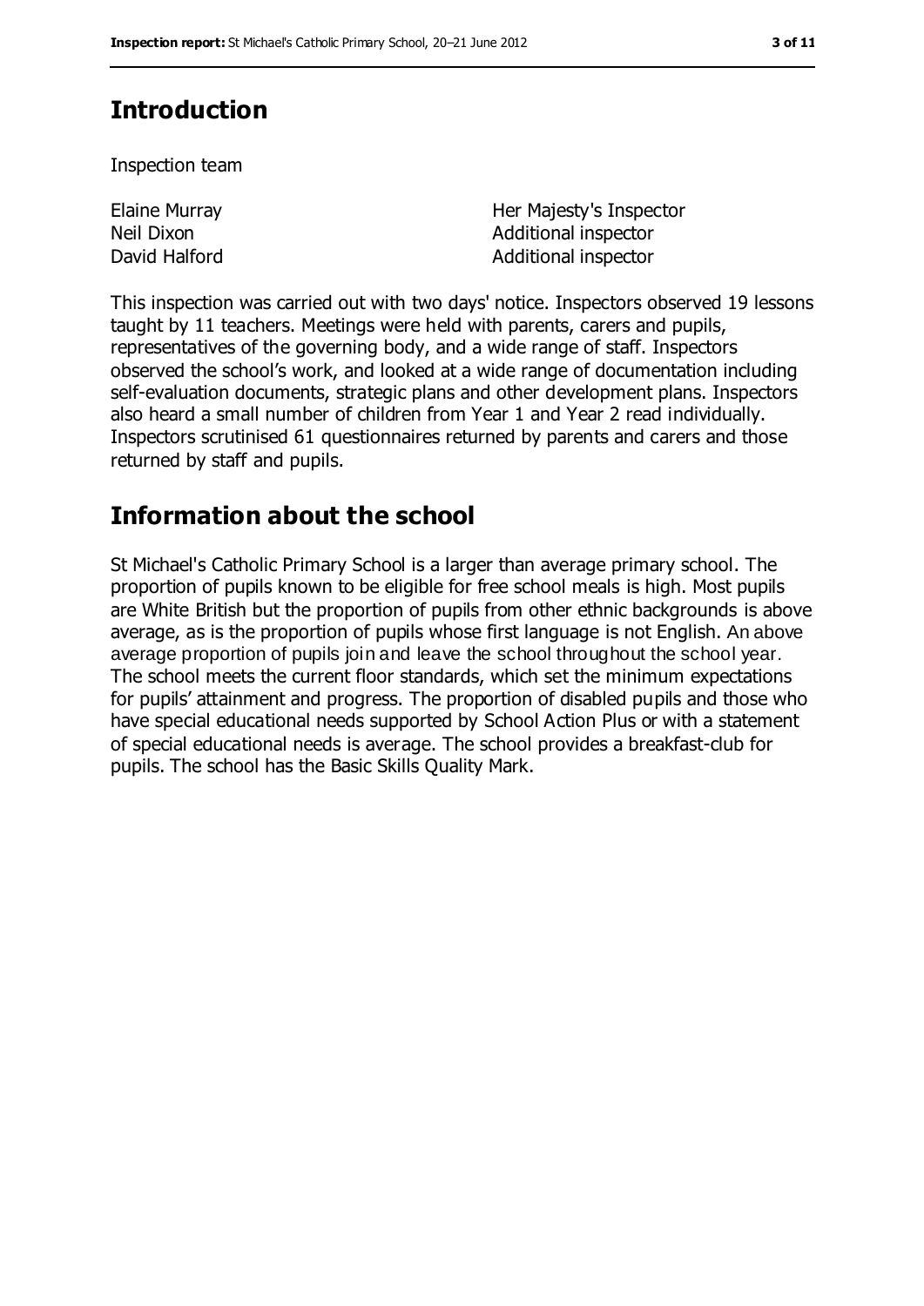## Introduction

Inspection team

| | |
|---|---|
| Elaine Murray | Her Majesty's Inspector |
| Neil Dixon | Additional inspector |
| David Halford | Additional inspector |

This inspection was carried out with two days' notice. Inspectors observed 19 lessons taught by 11 teachers. Meetings were held with parents, carers and pupils, representatives of the governing body, and a wide range of staff. Inspectors observed the school's work, and looked at a wide range of documentation including self-evaluation documents, strategic plans and other development plans. Inspectors also heard a small number of children from Year 1 and Year 2 read individually. Inspectors scrutinised 61 questionnaires returned by parents and carers and those returned by staff and pupils.

## Information about the school

St Michael's Catholic Primary School is a larger than average primary school. The proportion of pupils known to be eligible for free school meals is high. Most pupils are White British but the proportion of pupils from other ethnic backgrounds is above average, as is the proportion of pupils whose first language is not English. An above average proportion of pupils join and leave the school throughout the school year. The school meets the current floor standards, which set the minimum expectations for pupils' attainment and progress. The proportion of disabled pupils and those who have special educational needs supported by School Action Plus or with a statement of special educational needs is average. The school provides a breakfast-club for pupils. The school has the Basic Skills Quality Mark.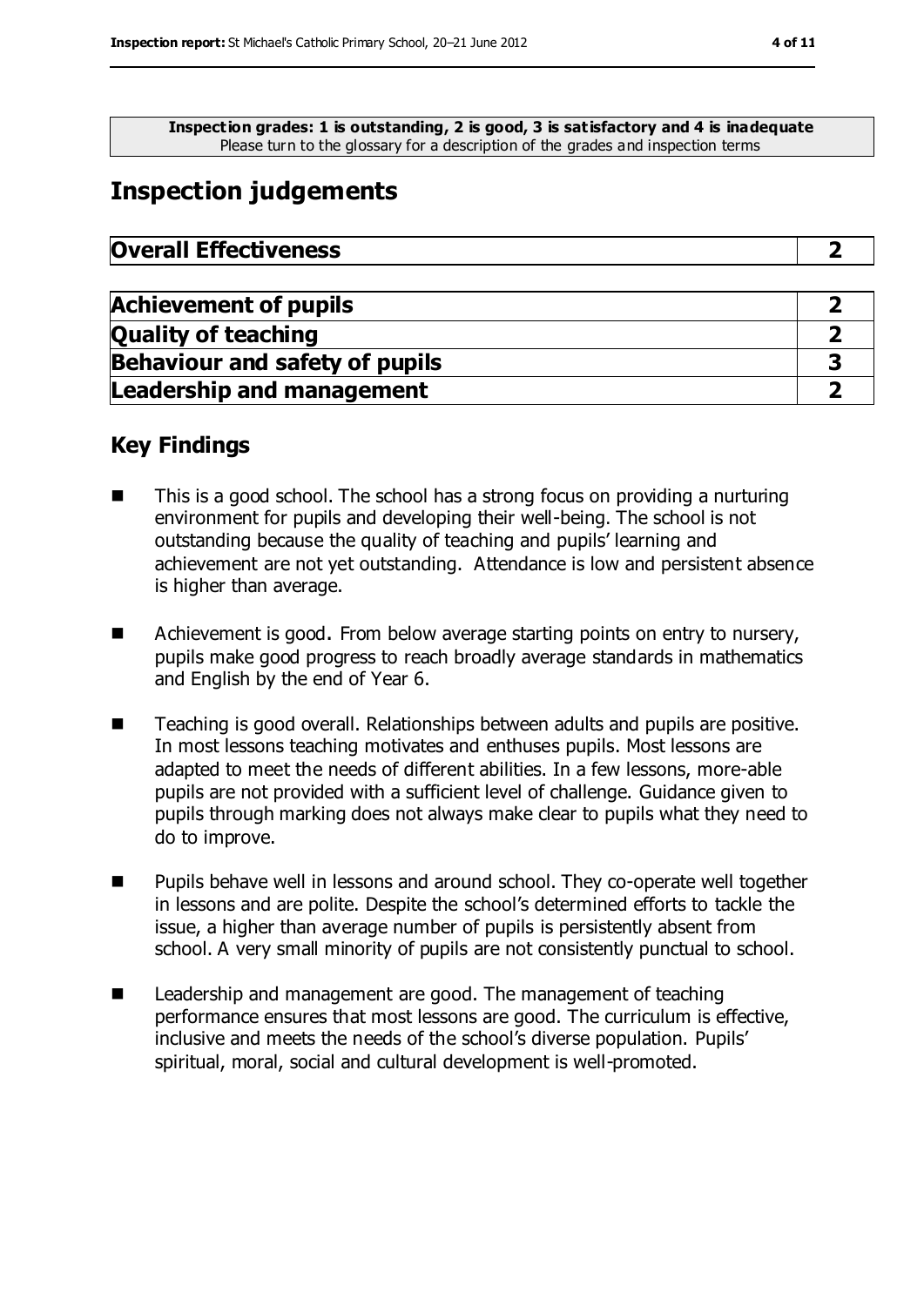**Inspection grades: 1 is outstanding, 2 is good, 3 is satisfactory and 4 is inadequate**
Please turn to the glossary for a description of the grades and inspection terms

## Inspection judgements

| | |
|---|---|
| **Overall Effectiveness** | **2** |

| | |
|---|---|
| **Achievement of pupils** | **2** |
| **Quality of teaching** | **2** |
| **Behaviour and safety of pupils** | **3** |
| **Leadership and management** | **2** |

### Key Findings

- This is a good school. The school has a strong focus on providing a nurturing environment for pupils and developing their well-being. The school is not outstanding because the quality of teaching and pupils' learning and achievement are not yet outstanding. Attendance is low and persistent absence is higher than average.

- Achievement is good. From below average starting points on entry to nursery, pupils make good progress to reach broadly average standards in mathematics and English by the end of Year 6.

- Teaching is good overall. Relationships between adults and pupils are positive. In most lessons teaching motivates and enthuses pupils. Most lessons are adapted to meet the needs of different abilities. In a few lessons, more-able pupils are not provided with a sufficient level of challenge. Guidance given to pupils through marking does not always make clear to pupils what they need to do to improve.

- Pupils behave well in lessons and around school. They co-operate well together in lessons and are polite. Despite the school's determined efforts to tackle the issue, a higher than average number of pupils is persistently absent from school. A very small minority of pupils are not consistently punctual to school.

- Leadership and management are good. The management of teaching performance ensures that most lessons are good. The curriculum is effective, inclusive and meets the needs of the school's diverse population. Pupils' spiritual, moral, social and cultural development is well-promoted.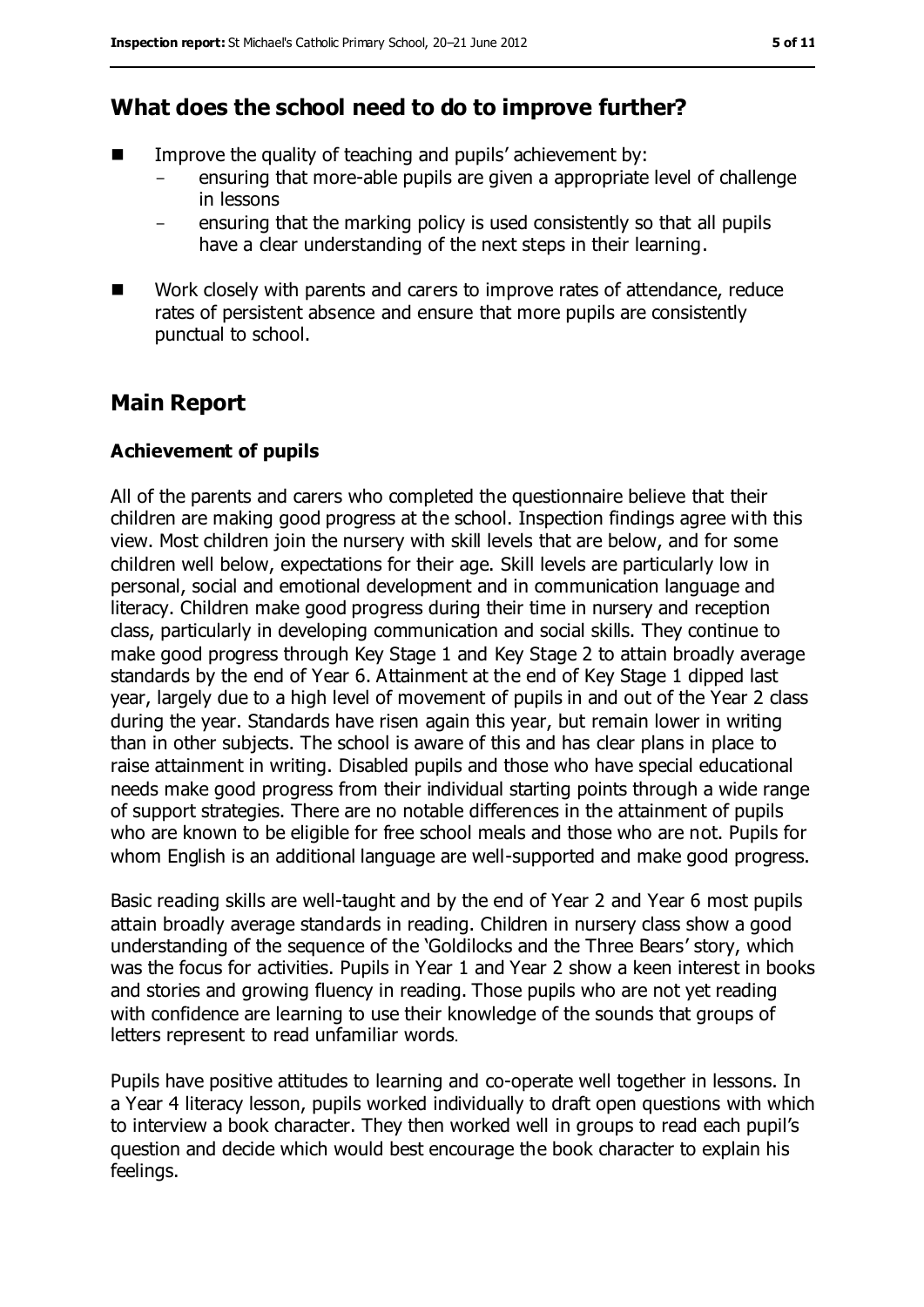## What does the school need to do to improve further?

- Improve the quality of teaching and pupils' achievement by:
  - ensuring that more-able pupils are given a appropriate level of challenge in lessons
  - ensuring that the marking policy is used consistently so that all pupils have a clear understanding of the next steps in their learning.
- Work closely with parents and carers to improve rates of attendance, reduce rates of persistent absence and ensure that more pupils are consistently punctual to school.

## Main Report

### Achievement of pupils

All of the parents and carers who completed the questionnaire believe that their children are making good progress at the school. Inspection findings agree with this view. Most children join the nursery with skill levels that are below, and for some children well below, expectations for their age. Skill levels are particularly low in personal, social and emotional development and in communication language and literacy. Children make good progress during their time in nursery and reception class, particularly in developing communication and social skills. They continue to make good progress through Key Stage 1 and Key Stage 2 to attain broadly average standards by the end of Year 6. Attainment at the end of Key Stage 1 dipped last year, largely due to a high level of movement of pupils in and out of the Year 2 class during the year. Standards have risen again this year, but remain lower in writing than in other subjects. The school is aware of this and has clear plans in place to raise attainment in writing. Disabled pupils and those who have special educational needs make good progress from their individual starting points through a wide range of support strategies. There are no notable differences in the attainment of pupils who are known to be eligible for free school meals and those who are not. Pupils for whom English is an additional language are well-supported and make good progress.

Basic reading skills are well-taught and by the end of Year 2 and Year 6 most pupils attain broadly average standards in reading. Children in nursery class show a good understanding of the sequence of the 'Goldilocks and the Three Bears' story, which was the focus for activities. Pupils in Year 1 and Year 2 show a keen interest in books and stories and growing fluency in reading. Those pupils who are not yet reading with confidence are learning to use their knowledge of the sounds that groups of letters represent to read unfamiliar words.

Pupils have positive attitudes to learning and co-operate well together in lessons. In a Year 4 literacy lesson, pupils worked individually to draft open questions with which to interview a book character. They then worked well in groups to read each pupil's question and decide which would best encourage the book character to explain his feelings.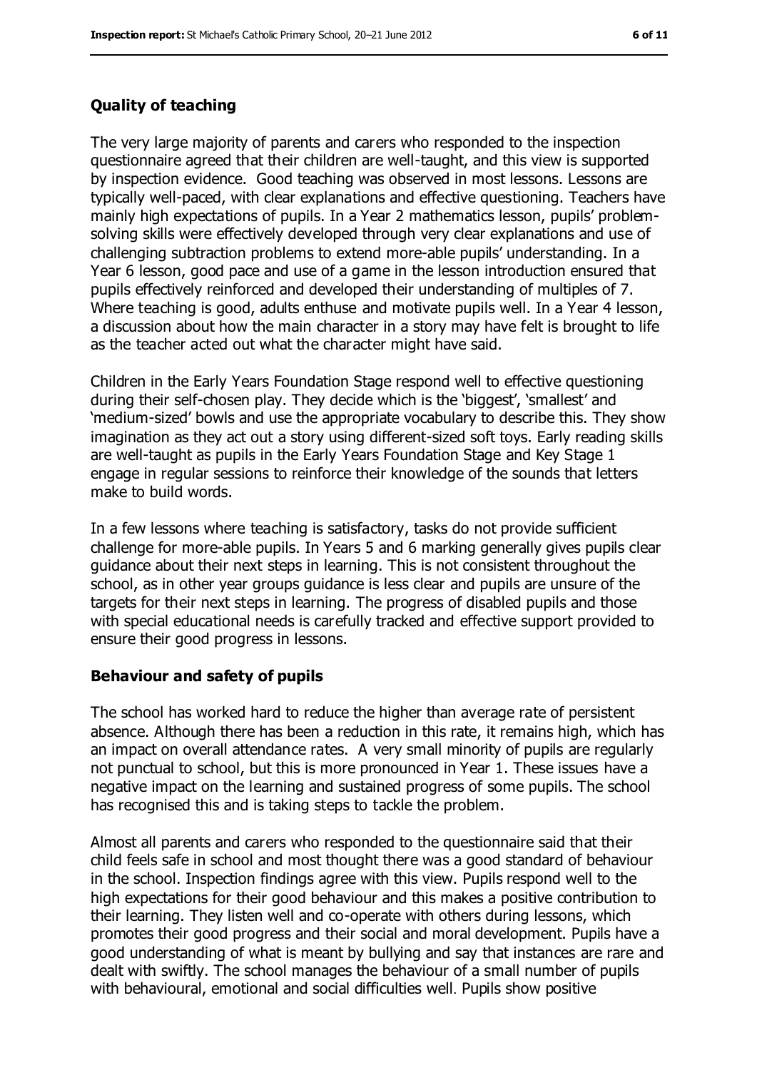### Quality of teaching

The very large majority of parents and carers who responded to the inspection questionnaire agreed that their children are well-taught, and this view is supported by inspection evidence. Good teaching was observed in most lessons. Lessons are typically well-paced, with clear explanations and effective questioning. Teachers have mainly high expectations of pupils. In a Year 2 mathematics lesson, pupils' problem-solving skills were effectively developed through very clear explanations and use of challenging subtraction problems to extend more-able pupils' understanding. In a Year 6 lesson, good pace and use of a game in the lesson introduction ensured that pupils effectively reinforced and developed their understanding of multiples of 7. Where teaching is good, adults enthuse and motivate pupils well. In a Year 4 lesson, a discussion about how the main character in a story may have felt is brought to life as the teacher acted out what the character might have said.

Children in the Early Years Foundation Stage respond well to effective questioning during their self-chosen play. They decide which is the 'biggest', 'smallest' and 'medium-sized' bowls and use the appropriate vocabulary to describe this. They show imagination as they act out a story using different-sized soft toys. Early reading skills are well-taught as pupils in the Early Years Foundation Stage and Key Stage 1 engage in regular sessions to reinforce their knowledge of the sounds that letters make to build words.

In a few lessons where teaching is satisfactory, tasks do not provide sufficient challenge for more-able pupils. In Years 5 and 6 marking generally gives pupils clear guidance about their next steps in learning. This is not consistent throughout the school, as in other year groups guidance is less clear and pupils are unsure of the targets for their next steps in learning. The progress of disabled pupils and those with special educational needs is carefully tracked and effective support provided to ensure their good progress in lessons.

### Behaviour and safety of pupils

The school has worked hard to reduce the higher than average rate of persistent absence. Although there has been a reduction in this rate, it remains high, which has an impact on overall attendance rates. A very small minority of pupils are regularly not punctual to school, but this is more pronounced in Year 1. These issues have a negative impact on the learning and sustained progress of some pupils. The school has recognised this and is taking steps to tackle the problem.

Almost all parents and carers who responded to the questionnaire said that their child feels safe in school and most thought there was a good standard of behaviour in the school. Inspection findings agree with this view. Pupils respond well to the high expectations for their good behaviour and this makes a positive contribution to their learning. They listen well and co-operate with others during lessons, which promotes their good progress and their social and moral development. Pupils have a good understanding of what is meant by bullying and say that instances are rare and dealt with swiftly. The school manages the behaviour of a small number of pupils with behavioural, emotional and social difficulties well. Pupils show positive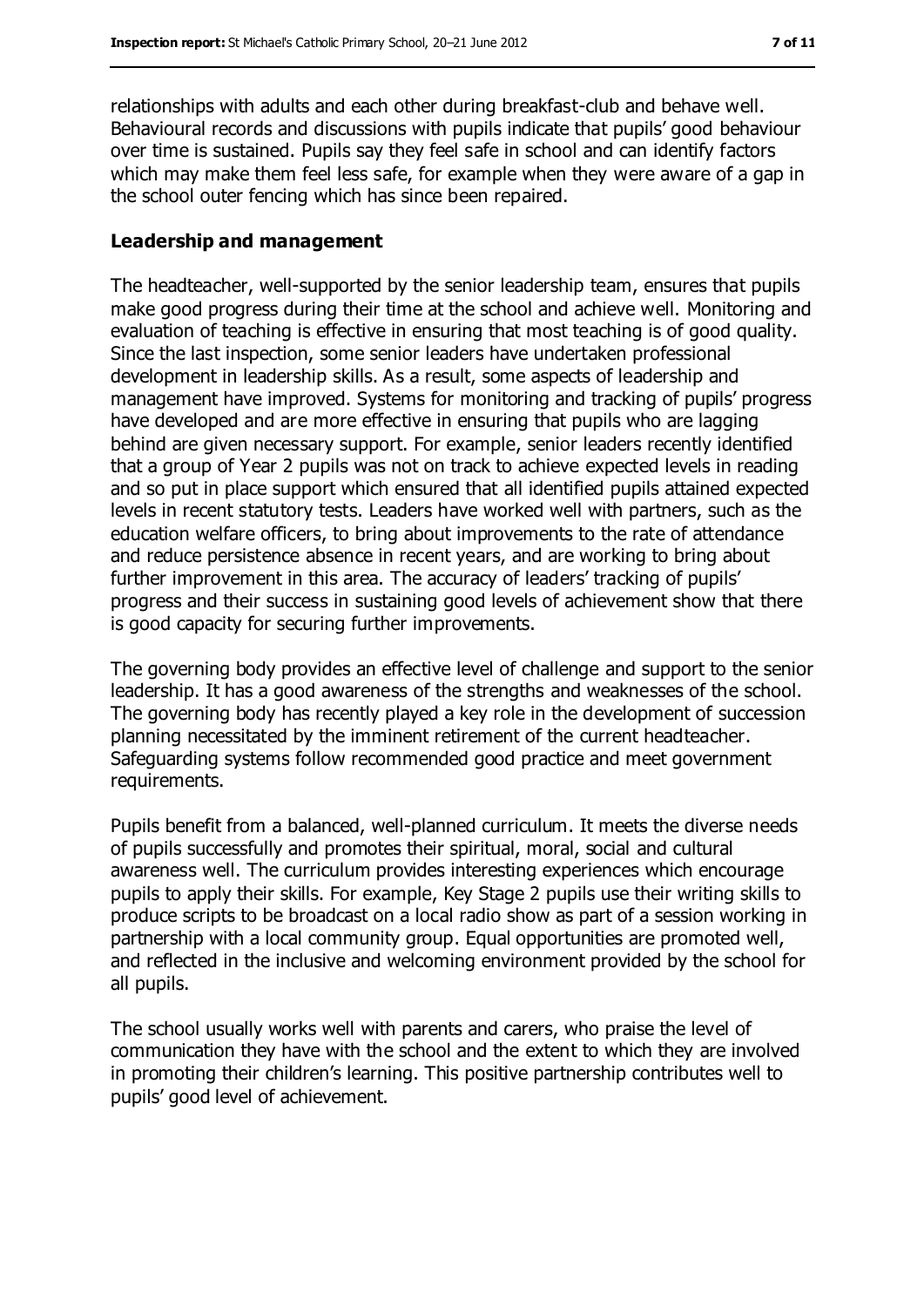relationships with adults and each other during breakfast-club and behave well. Behavioural records and discussions with pupils indicate that pupils' good behaviour over time is sustained. Pupils say they feel safe in school and can identify factors which may make them feel less safe, for example when they were aware of a gap in the school outer fencing which has since been repaired.

**Leadership and management**

The headteacher, well-supported by the senior leadership team, ensures that pupils make good progress during their time at the school and achieve well. Monitoring and evaluation of teaching is effective in ensuring that most teaching is of good quality. Since the last inspection, some senior leaders have undertaken professional development in leadership skills. As a result, some aspects of leadership and management have improved. Systems for monitoring and tracking of pupils' progress have developed and are more effective in ensuring that pupils who are lagging behind are given necessary support. For example, senior leaders recently identified that a group of Year 2 pupils was not on track to achieve expected levels in reading and so put in place support which ensured that all identified pupils attained expected levels in recent statutory tests. Leaders have worked well with partners, such as the education welfare officers, to bring about improvements to the rate of attendance and reduce persistence absence in recent years, and are working to bring about further improvement in this area. The accuracy of leaders' tracking of pupils' progress and their success in sustaining good levels of achievement show that there is good capacity for securing further improvements.

The governing body provides an effective level of challenge and support to the senior leadership. It has a good awareness of the strengths and weaknesses of the school. The governing body has recently played a key role in the development of succession planning necessitated by the imminent retirement of the current headteacher. Safeguarding systems follow recommended good practice and meet government requirements.

Pupils benefit from a balanced, well-planned curriculum. It meets the diverse needs of pupils successfully and promotes their spiritual, moral, social and cultural awareness well. The curriculum provides interesting experiences which encourage pupils to apply their skills. For example, Key Stage 2 pupils use their writing skills to produce scripts to be broadcast on a local radio show as part of a session working in partnership with a local community group. Equal opportunities are promoted well, and reflected in the inclusive and welcoming environment provided by the school for all pupils.

The school usually works well with parents and carers, who praise the level of communication they have with the school and the extent to which they are involved in promoting their children's learning. This positive partnership contributes well to pupils' good level of achievement.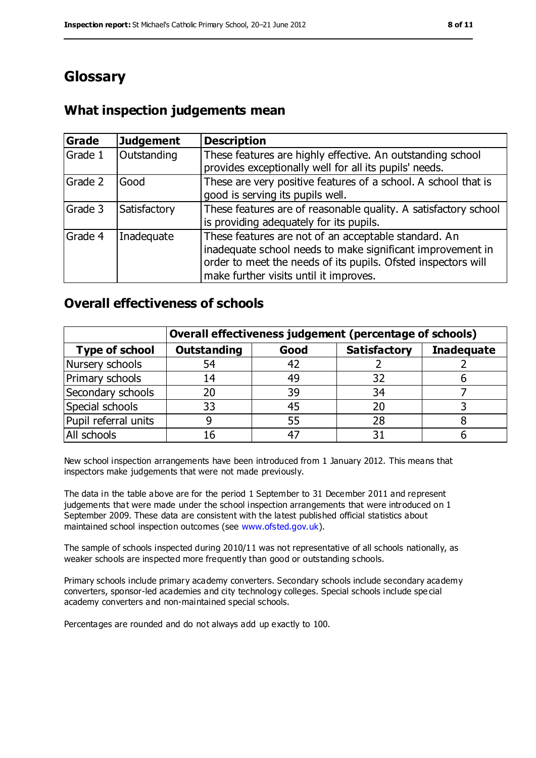# Glossary

## What inspection judgements mean

| Grade | Judgement | Description |
|---|---|---|
| Grade 1 | Outstanding | These features are highly effective. An outstanding school provides exceptionally well for all its pupils' needs. |
| Grade 2 | Good | These are very positive features of a school. A school that is good is serving its pupils well. |
| Grade 3 | Satisfactory | These features are of reasonable quality. A satisfactory school is providing adequately for its pupils. |
| Grade 4 | Inadequate | These features are not of an acceptable standard. An inadequate school needs to make significant improvement in order to meet the needs of its pupils. Ofsted inspectors will make further visits until it improves. |

## Overall effectiveness of schools

| | Overall effectiveness judgement (percentage of schools) | | | |
|---|---|---|---|---|
| **Type of school** | **Outstanding** | **Good** | **Satisfactory** | **Inadequate** |
| Nursery schools | 54 | 42 | 2 | 2 |
| Primary schools | 14 | 49 | 32 | 6 |
| Secondary schools | 20 | 39 | 34 | 7 |
| Special schools | 33 | 45 | 20 | 3 |
| Pupil referral units | 9 | 55 | 28 | 8 |
| All schools | 16 | 47 | 31 | 6 |

New school inspection arrangements have been introduced from 1 January 2012. This means that inspectors make judgements that were not made previously.

The data in the table above are for the period 1 September to 31 December 2011 and represent judgements that were made under the school inspection arrangements that were introduced on 1 September 2009. These data are consistent with the latest published official statistics about maintained school inspection outcomes (see www.ofsted.gov.uk).

The sample of schools inspected during 2010/11 was not representative of all schools nationally, as weaker schools are inspected more frequently than good or outstanding schools.

Primary schools include primary academy converters. Secondary schools include secondary academy converters, sponsor-led academies and city technology colleges. Special schools include special academy converters and non-maintained special schools.

Percentages are rounded and do not always add up exactly to 100.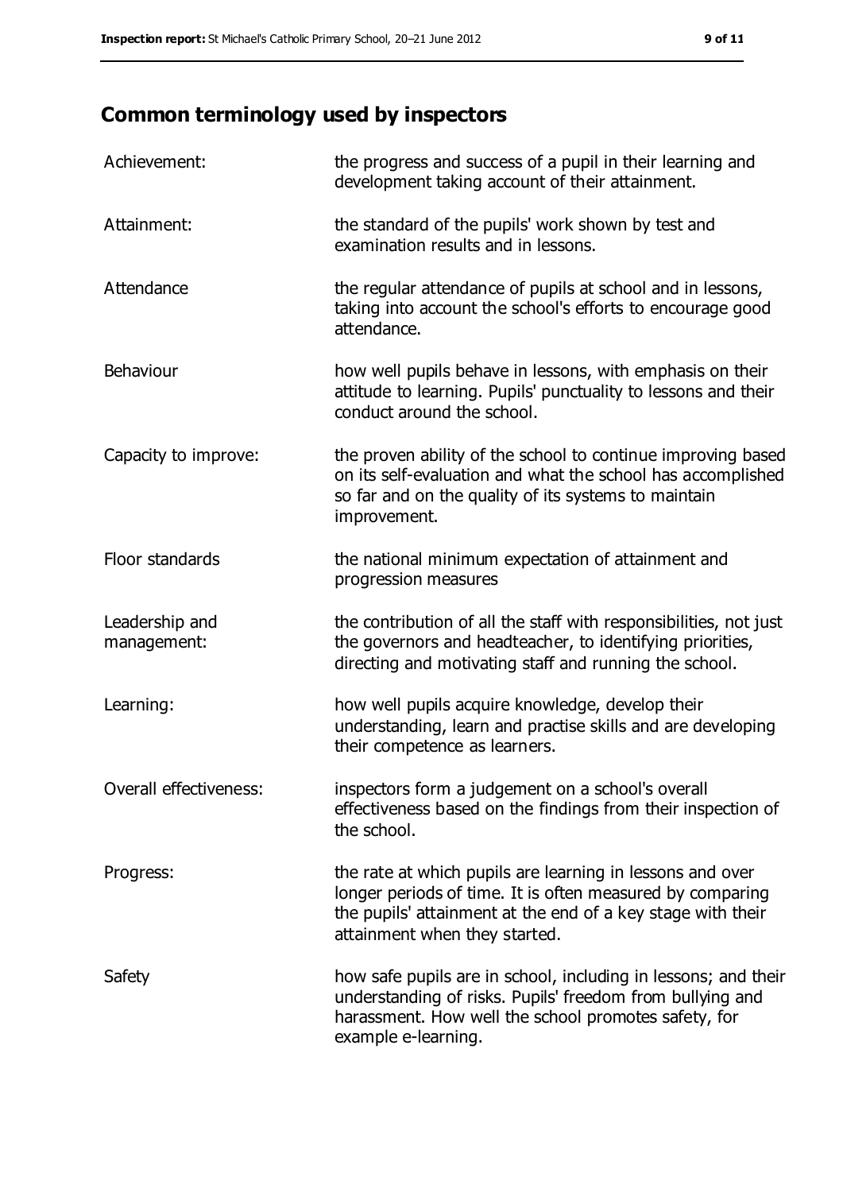## Common terminology used by inspectors

| | |
|---|---|
| Achievement: | the progress and success of a pupil in their learning and development taking account of their attainment. |
| Attainment: | the standard of the pupils' work shown by test and examination results and in lessons. |
| Attendance | the regular attendance of pupils at school and in lessons, taking into account the school's efforts to encourage good attendance. |
| Behaviour | how well pupils behave in lessons, with emphasis on their attitude to learning. Pupils' punctuality to lessons and their conduct around the school. |
| Capacity to improve: | the proven ability of the school to continue improving based on its self-evaluation and what the school has accomplished so far and on the quality of its systems to maintain improvement. |
| Floor standards | the national minimum expectation of attainment and progression measures |
| Leadership and management: | the contribution of all the staff with responsibilities, not just the governors and headteacher, to identifying priorities, directing and motivating staff and running the school. |
| Learning: | how well pupils acquire knowledge, develop their understanding, learn and practise skills and are developing their competence as learners. |
| Overall effectiveness: | inspectors form a judgement on a school's overall effectiveness based on the findings from their inspection of the school. |
| Progress: | the rate at which pupils are learning in lessons and over longer periods of time. It is often measured by comparing the pupils' attainment at the end of a key stage with their attainment when they started. |
| Safety | how safe pupils are in school, including in lessons; and their understanding of risks. Pupils' freedom from bullying and harassment. How well the school promotes safety, for example e-learning. |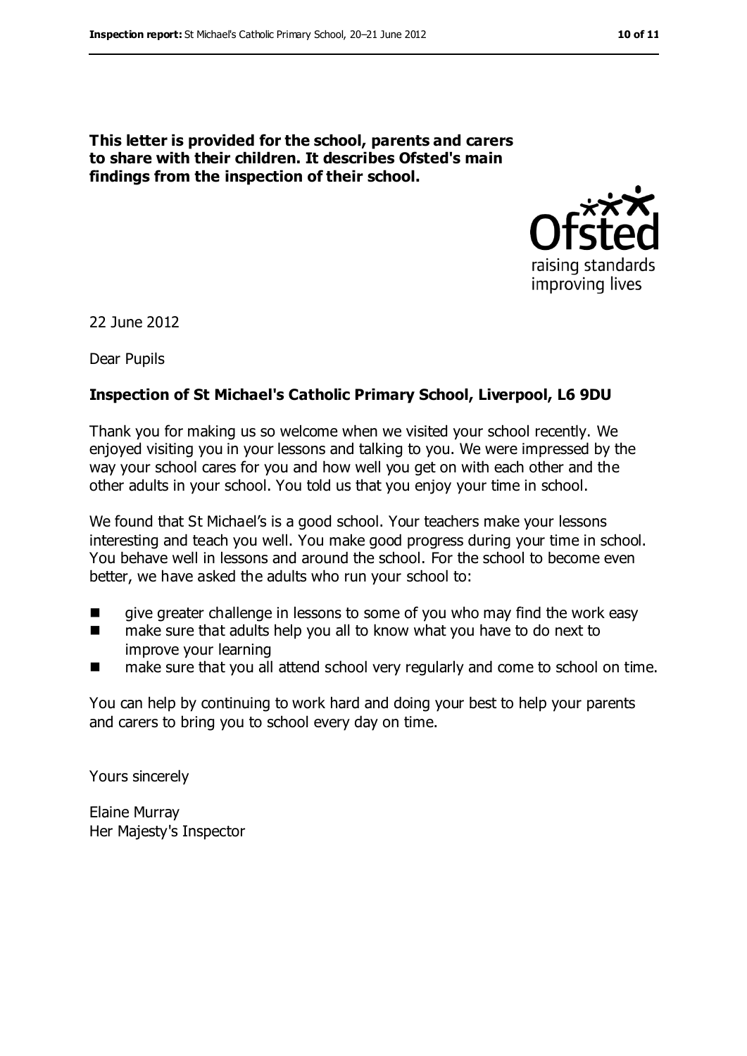**This letter is provided for the school, parents and carers to share with their children. It describes Ofsted's main findings from the inspection of their school.**

22 June 2012

Dear Pupils

**Inspection of St Michael's Catholic Primary School, Liverpool, L6 9DU**

Thank you for making us so welcome when we visited your school recently. We enjoyed visiting you in your lessons and talking to you. We were impressed by the way your school cares for you and how well you get on with each other and the other adults in your school. You told us that you enjoy your time in school.

We found that St Michael's is a good school. Your teachers make your lessons interesting and teach you well. You make good progress during your time in school. You behave well in lessons and around the school. For the school to become even better, we have asked the adults who run your school to:

- give greater challenge in lessons to some of you who may find the work easy
- make sure that adults help you all to know what you have to do next to improve your learning
- make sure that you all attend school very regularly and come to school on time.

You can help by continuing to work hard and doing your best to help your parents and carers to bring you to school every day on time.

Yours sincerely

Elaine Murray
Her Majesty's Inspector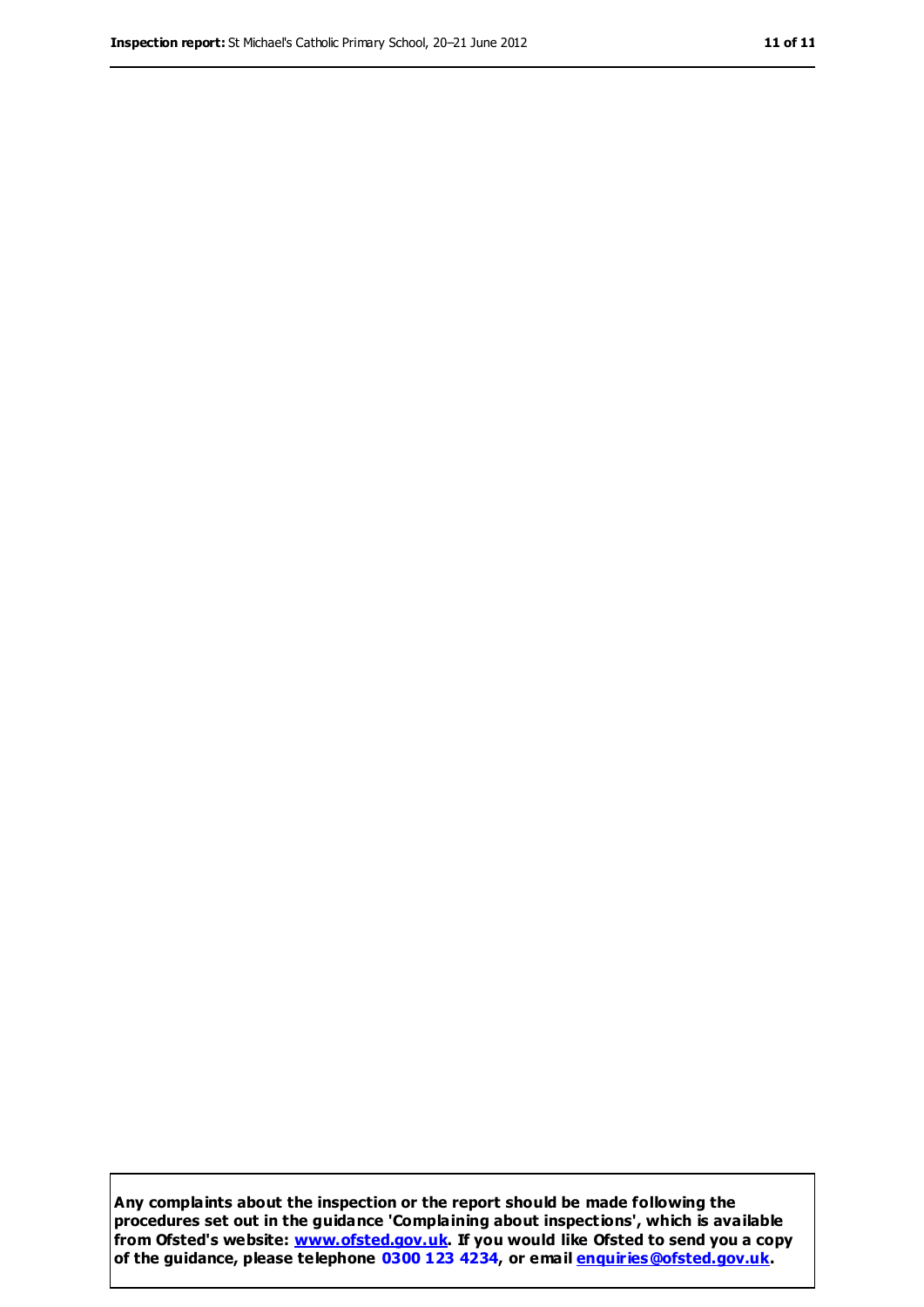**Any complaints about the inspection or the report should be made following the procedures set out in the guidance 'Complaining about inspections', which is available from Ofsted's website: www.ofsted.gov.uk. If you would like Ofsted to send you a copy of the guidance, please telephone 0300 123 4234, or email enquiries@ofsted.gov.uk.**